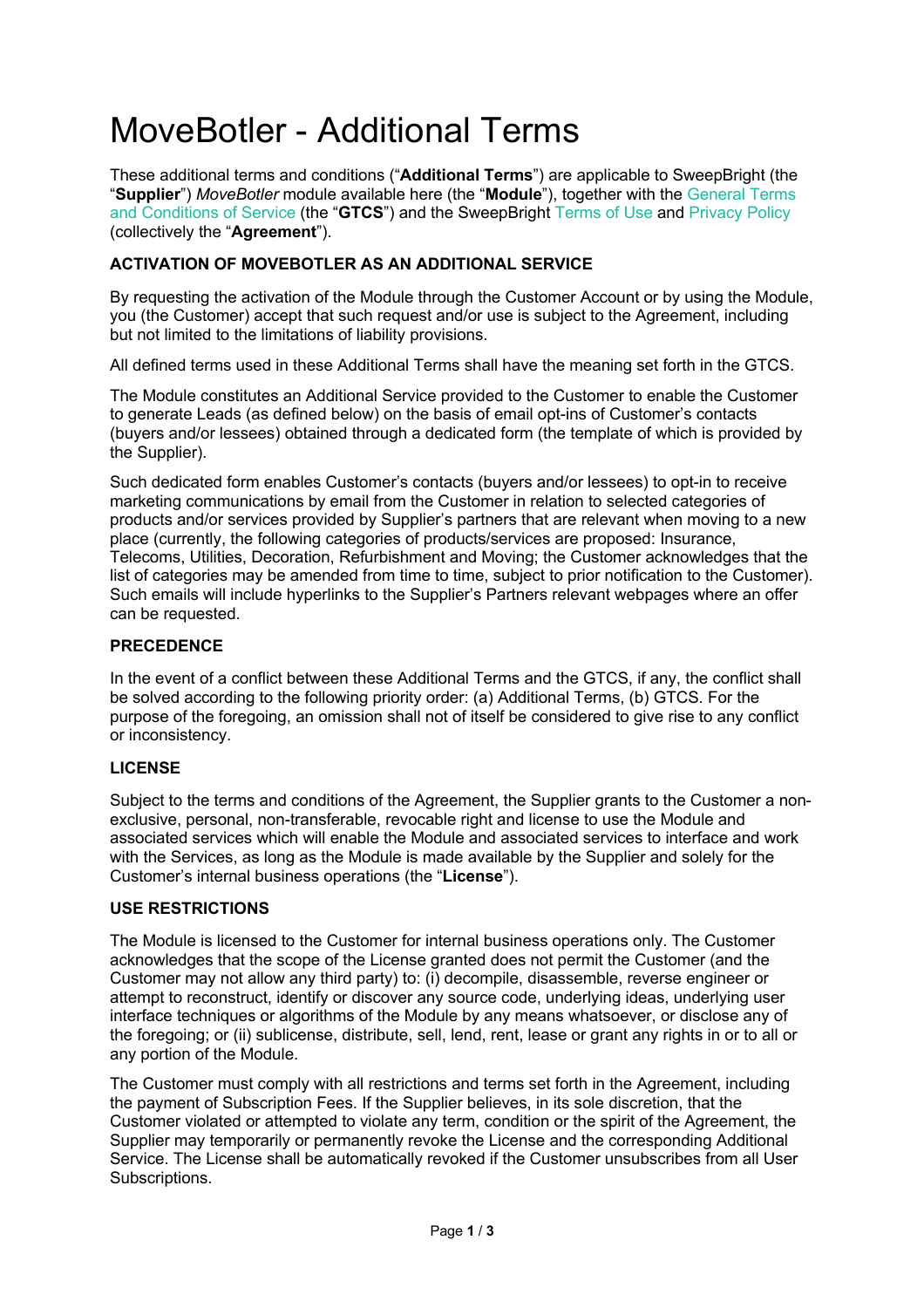# MoveBotler - Additional Terms

These additional terms and conditions ("**Additional Terms**") are applicable to SweepBright (the "**Supplier**") *MoveBotler* module available here (the "**Module**"), together with the General Terms and Conditions of Service (the "**GTCS**") and the SweepBright Terms of Use and Privacy Policy (collectively the "**Agreement**").

**ACTIVATION OF MOVEBOTLER AS AN ADDITIONAL SERVICE**

By requesting the activation of the Module through the Customer Account or by using the Module, you (the Customer) accept that such request and/or use is subject to the Agreement, including but not limited to the limitations of liability provisions.

All defined terms used in these Additional Terms shall have the meaning set forth in the GTCS.

The Module constitutes an Additional Service provided to the Customer to enable the Customer to generate Leads (as defined below) on the basis of email opt-ins of Customer's contacts (buyers and/or lessees) obtained through a dedicated form (the template of which is provided by the Supplier).

Such dedicated form enables Customer's contacts (buyers and/or lessees) to opt-in to receive marketing communications by email from the Customer in relation to selected categories of products and/or services provided by Supplier's partners that are relevant when moving to a new place (currently, the following categories of products/services are proposed: Insurance, Telecoms, Utilities, Decoration, Refurbishment and Moving; the Customer acknowledges that the list of categories may be amended from time to time, subject to prior notification to the Customer). Such emails will include hyperlinks to the Supplier's Partners relevant webpages where an offer can be requested.

**PRECEDENCE**

In the event of a conflict between these Additional Terms and the GTCS, if any, the conflict shall be solved according to the following priority order: (a) Additional Terms, (b) GTCS. For the purpose of the foregoing, an omission shall not of itself be considered to give rise to any conflict or inconsistency.

**LICENSE**

Subject to the terms and conditions of the Agreement, the Supplier grants to the Customer a non-exclusive, personal, non-transferable, revocable right and license to use the Module and associated services which will enable the Module and associated services to interface and work with the Services, as long as the Module is made available by the Supplier and solely for the Customer's internal business operations (the "**License**").

**USE RESTRICTIONS**

The Module is licensed to the Customer for internal business operations only. The Customer acknowledges that the scope of the License granted does not permit the Customer (and the Customer may not allow any third party) to: (i) decompile, disassemble, reverse engineer or attempt to reconstruct, identify or discover any source code, underlying ideas, underlying user interface techniques or algorithms of the Module by any means whatsoever, or disclose any of the foregoing; or (ii) sublicense, distribute, sell, lend, rent, lease or grant any rights in or to all or any portion of the Module.

The Customer must comply with all restrictions and terms set forth in the Agreement, including the payment of Subscription Fees. If the Supplier believes, in its sole discretion, that the Customer violated or attempted to violate any term, condition or the spirit of the Agreement, the Supplier may temporarily or permanently revoke the License and the corresponding Additional Service. The License shall be automatically revoked if the Customer unsubscribes from all User Subscriptions.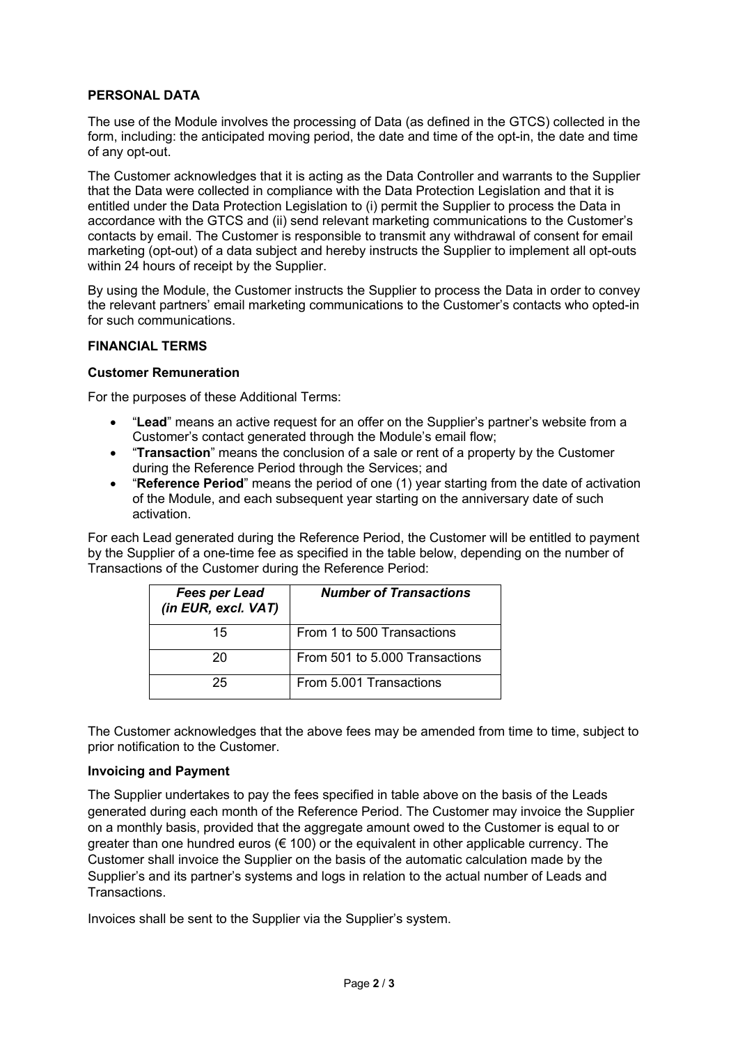## PERSONAL DATA

The use of the Module involves the processing of Data (as defined in the GTCS) collected in the form, including: the anticipated moving period, the date and time of the opt-in, the date and time of any opt-out.

The Customer acknowledges that it is acting as the Data Controller and warrants to the Supplier that the Data were collected in compliance with the Data Protection Legislation and that it is entitled under the Data Protection Legislation to (i) permit the Supplier to process the Data in accordance with the GTCS and (ii) send relevant marketing communications to the Customer's contacts by email. The Customer is responsible to transmit any withdrawal of consent for email marketing (opt-out) of a data subject and hereby instructs the Supplier to implement all opt-outs within 24 hours of receipt by the Supplier.

By using the Module, the Customer instructs the Supplier to process the Data in order to convey the relevant partners' email marketing communications to the Customer's contacts who opted-in for such communications.

## FINANCIAL TERMS

### Customer Remuneration

For the purposes of these Additional Terms:

- "**Lead**" means an active request for an offer on the Supplier's partner's website from a Customer's contact generated through the Module's email flow;
- "**Transaction**" means the conclusion of a sale or rent of a property by the Customer during the Reference Period through the Services; and
- "**Reference Period**" means the period of one (1) year starting from the date of activation of the Module, and each subsequent year starting on the anniversary date of such activation.

For each Lead generated during the Reference Period, the Customer will be entitled to payment by the Supplier of a one-time fee as specified in the table below, depending on the number of Transactions of the Customer during the Reference Period:

| ***Fees per Lead (in EUR, excl. VAT)*** | ***Number of Transactions*** |
|---|---|
| 15 | From 1 to 500 Transactions |
| 20 | From 501 to 5.000 Transactions |
| 25 | From 5.001 Transactions |

The Customer acknowledges that the above fees may be amended from time to time, subject to prior notification to the Customer.

### Invoicing and Payment

The Supplier undertakes to pay the fees specified in table above on the basis of the Leads generated during each month of the Reference Period. The Customer may invoice the Supplier on a monthly basis, provided that the aggregate amount owed to the Customer is equal to or greater than one hundred euros (€ 100) or the equivalent in other applicable currency. The Customer shall invoice the Supplier on the basis of the automatic calculation made by the Supplier's and its partner's systems and logs in relation to the actual number of Leads and Transactions.

Invoices shall be sent to the Supplier via the Supplier's system.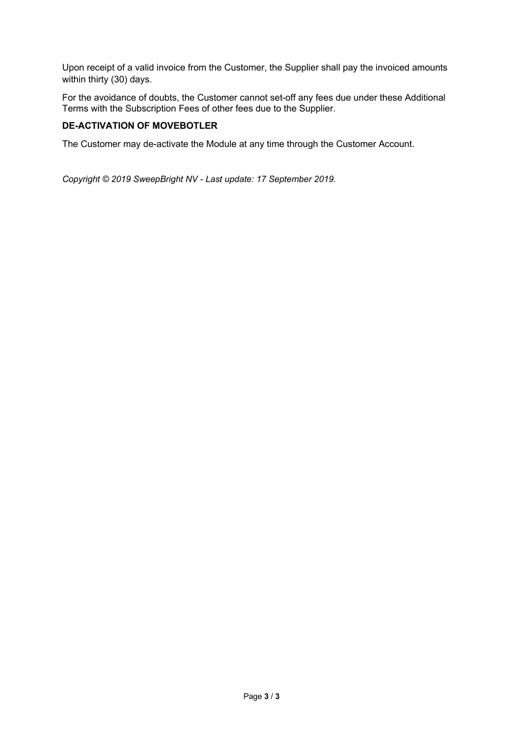Upon receipt of a valid invoice from the Customer, the Supplier shall pay the invoiced amounts within thirty (30) days.

For the avoidance of doubts, the Customer cannot set-off any fees due under these Additional Terms with the Subscription Fees of other fees due to the Supplier.

**DE-ACTIVATION OF MOVEBOTLER**

The Customer may de-activate the Module at any time through the Customer Account.

*Copyright © 2019 SweepBright NV - Last update: 17 September 2019.*